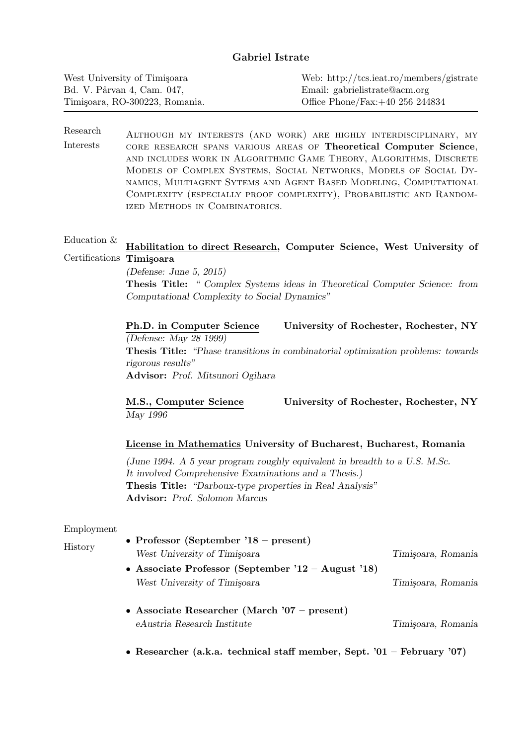# Gabriel Istrate

West University of Timişoara
Bd. V. Pârvan 4, Cam. 047,
Timişoara, RO-300223, Romania.

Web: http://tcs.ieat.ro/members/gistrate
Email: gabrielistrate@acm.org
Office Phone/Fax:+40 256 244834

## Research Interests

Although my interests (and work) are highly interdisciplinary, my core research spans various areas of **Theoretical Computer Science**, and includes work in Algorithmic Game Theory, Algorithms, Discrete Models of Complex Systems, Social Networks, Models of Social Dynamics, Multiagent Sytems and Agent Based Modeling, Computational Complexity (especially proof complexity), Probabilistic and Randomized Methods in Combinatorics.

## Education & Certifications

**Habilitation to direct Research, Computer Science, West University of Timişoara**
*(Defense: June 5, 2015)*
**Thesis Title:** *" Complex Systems ideas in Theoretical Computer Science: from Computational Complexity to Social Dynamics"*

**Ph.D. in Computer Science** — **University of Rochester, Rochester, NY**
*(Defense: May 28 1999)*
**Thesis Title:** *"Phase transitions in combinatorial optimization problems: towards rigorous results"*
**Advisor:** *Prof. Mitsunori Ogihara*

**M.S., Computer Science** — **University of Rochester, Rochester, NY**
*May 1996*

**License in Mathematics University of Bucharest, Bucharest, Romania**
*(June 1994. A 5 year program roughly equivalent in breadth to a U.S. M.Sc. It involved Comprehensive Examinations and a Thesis.)*
**Thesis Title:** *"Darboux-type properties in Real Analysis"*
**Advisor:** *Prof. Solomon Marcus*

## Employment History

- **Professor (September '18 – present)**
  *West University of Timişoara* — *Timişoara, Romania*
- **Associate Professor (September '12 – August '18)**
  *West University of Timişoara* — *Timişoara, Romania*
- **Associate Researcher (March '07 – present)**
  *eAustria Research Institute* — *Timişoara, Romania*
- **Researcher (a.k.a. technical staff member, Sept. '01 – February '07)**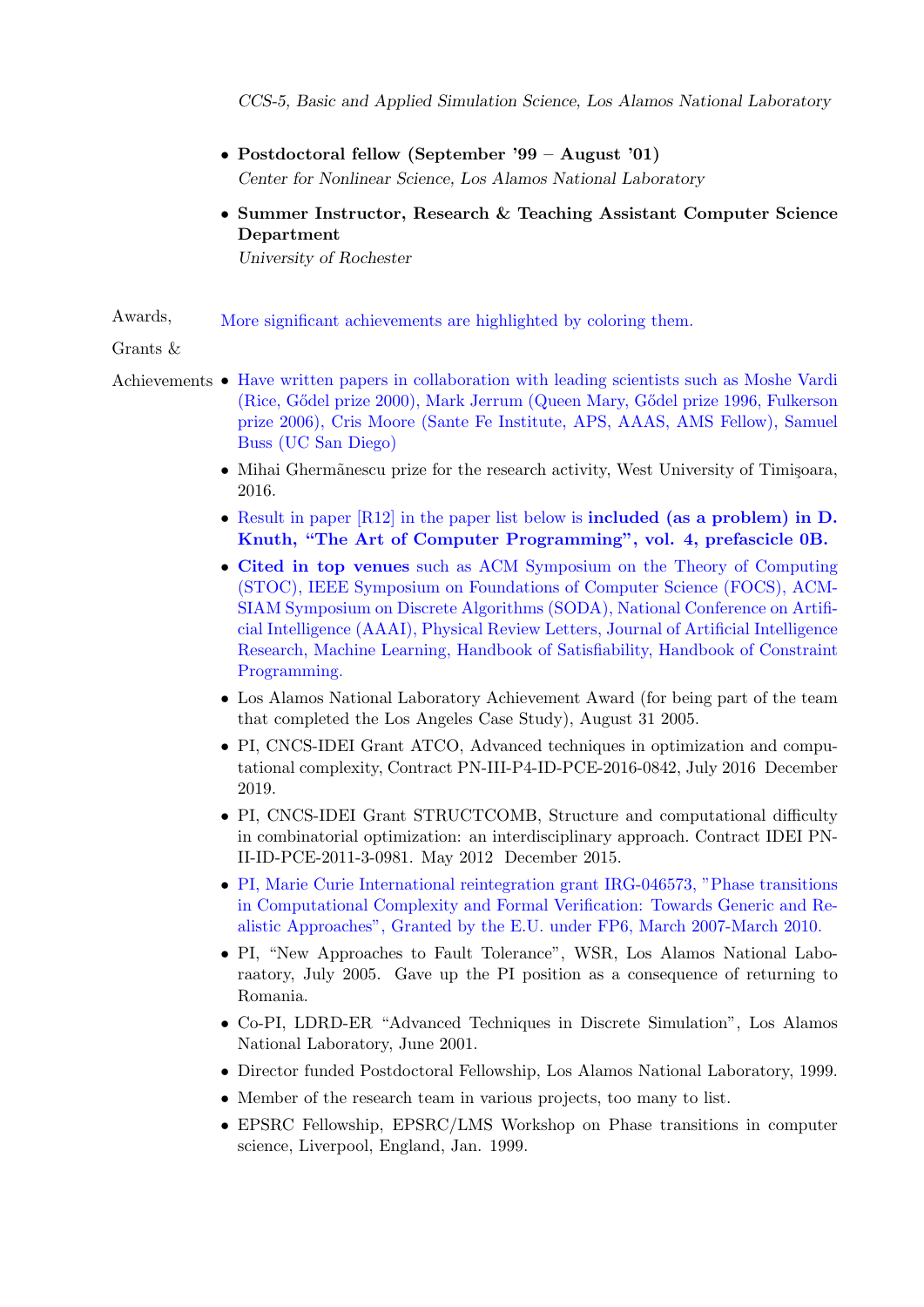*CCS-5, Basic and Applied Simulation Science, Los Alamos National Laboratory*

- **Postdoctoral fellow (September '99 – August '01)**
  *Center for Nonlinear Science, Los Alamos National Laboratory*
- **Summer Instructor, Research & Teaching Assistant Computer Science Department**
  *University of Rochester*

## Awards, Grants & Achievements

More significant achievements are highlighted by coloring them.

- Have written papers in collaboration with leading scientists such as Moshe Vardi (Rice, Gődel prize 2000), Mark Jerrum (Queen Mary, Gődel prize 1996, Fulkerson prize 2006), Cris Moore (Sante Fe Institute, APS, AAAS, AMS Fellow), Samuel Buss (UC San Diego)
- Mihai Ghermănescu prize for the research activity, West University of Timişoara, 2016.
- Result in paper [R12] in the paper list below is **included (as a problem) in D. Knuth, "The Art of Computer Programming", vol. 4, prefascicle 0B.**
- **Cited in top venues** such as ACM Symposium on the Theory of Computing (STOC), IEEE Symposium on Foundations of Computer Science (FOCS), ACM-SIAM Symposium on Discrete Algorithms (SODA), National Conference on Artificial Intelligence (AAAI), Physical Review Letters, Journal of Artificial Intelligence Research, Machine Learning, Handbook of Satisfiability, Handbook of Constraint Programming.
- Los Alamos National Laboratory Achievement Award (for being part of the team that completed the Los Angeles Case Study), August 31 2005.
- PI, CNCS-IDEI Grant ATCO, Advanced techniques in optimization and computational complexity, Contract PN-III-P4-ID-PCE-2016-0842, July 2016 December 2019.
- PI, CNCS-IDEI Grant STRUCTCOMB, Structure and computational difficulty in combinatorial optimization: an interdisciplinary approach. Contract IDEI PN-II-ID-PCE-2011-3-0981. May 2012 December 2015.
- PI, Marie Curie International reintegration grant IRG-046573, "Phase transitions in Computational Complexity and Formal Verification: Towards Generic and Realistic Approaches", Granted by the E.U. under FP6, March 2007-March 2010.
- PI, "New Approaches to Fault Tolerance", WSR, Los Alamos National Laboraatory, July 2005. Gave up the PI position as a consequence of returning to Romania.
- Co-PI, LDRD-ER "Advanced Techniques in Discrete Simulation", Los Alamos National Laboratory, June 2001.
- Director funded Postdoctoral Fellowship, Los Alamos National Laboratory, 1999.
- Member of the research team in various projects, too many to list.
- EPSRC Fellowship, EPSRC/LMS Workshop on Phase transitions in computer science, Liverpool, England, Jan. 1999.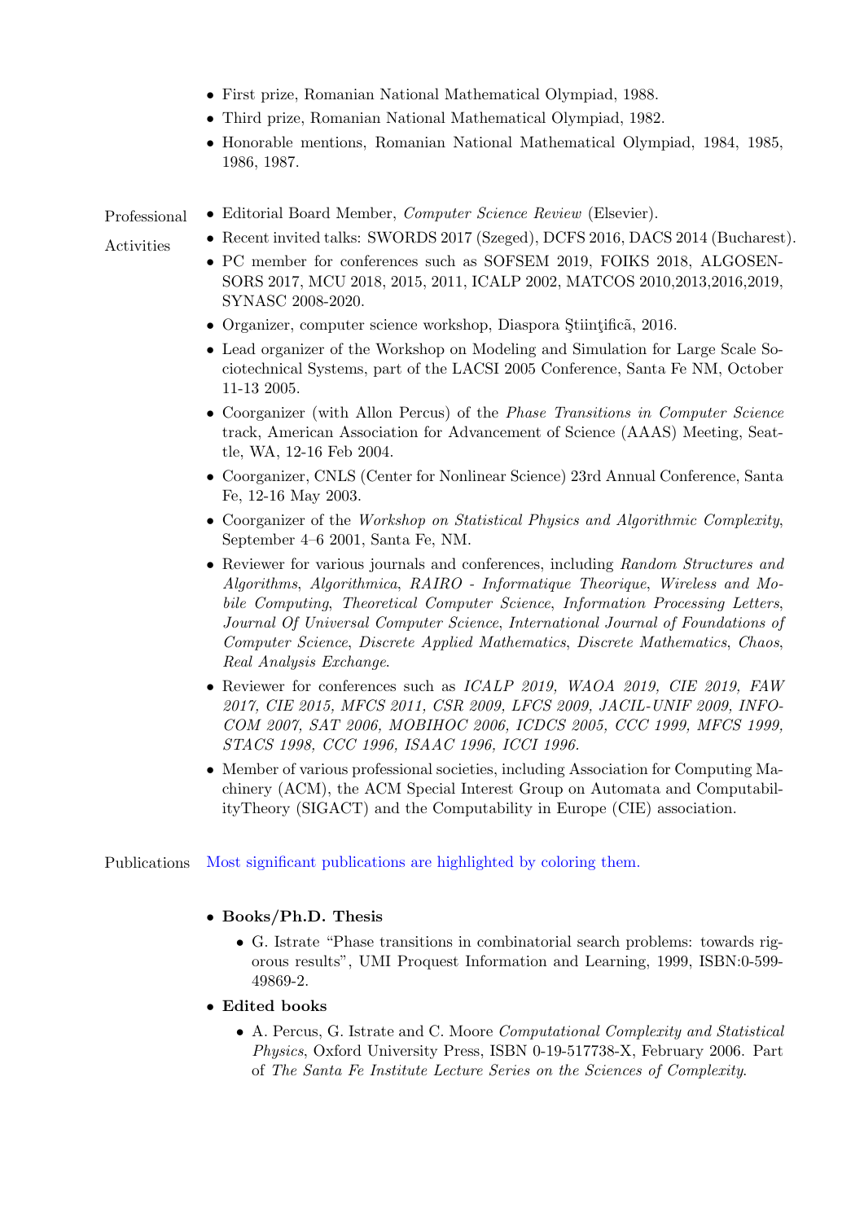- First prize, Romanian National Mathematical Olympiad, 1988.
- Third prize, Romanian National Mathematical Olympiad, 1982.
- Honorable mentions, Romanian National Mathematical Olympiad, 1984, 1985, 1986, 1987.

## Professional Activities

- Editorial Board Member, *Computer Science Review* (Elsevier).
- Recent invited talks: SWORDS 2017 (Szeged), DCFS 2016, DACS 2014 (Bucharest).
- PC member for conferences such as SOFSEM 2019, FOIKS 2018, ALGOSENSORS 2017, MCU 2018, 2015, 2011, ICALP 2002, MATCOS 2010,2013,2016,2019, SYNASC 2008-2020.
- Organizer, computer science workshop, Diaspora Ştiinţificã, 2016.
- Lead organizer of the Workshop on Modeling and Simulation for Large Scale Sociotechnical Systems, part of the LACSI 2005 Conference, Santa Fe NM, October 11-13 2005.
- Coorganizer (with Allon Percus) of the *Phase Transitions in Computer Science* track, American Association for Advancement of Science (AAAS) Meeting, Seattle, WA, 12-16 Feb 2004.
- Coorganizer, CNLS (Center for Nonlinear Science) 23rd Annual Conference, Santa Fe, 12-16 May 2003.
- Coorganizer of the *Workshop on Statistical Physics and Algorithmic Complexity*, September 4–6 2001, Santa Fe, NM.
- Reviewer for various journals and conferences, including *Random Structures and Algorithms*, *Algorithmica*, *RAIRO - Informatique Theorique*, *Wireless and Mobile Computing*, *Theoretical Computer Science*, *Information Processing Letters*, *Journal Of Universal Computer Science*, *International Journal of Foundations of Computer Science*, *Discrete Applied Mathematics*, *Discrete Mathematics*, *Chaos*, *Real Analysis Exchange*.
- Reviewer for conferences such as *ICALP 2019, WAOA 2019, CIE 2019, FAW 2017, CIE 2015, MFCS 2011, CSR 2009, LFCS 2009, JACIL-UNIF 2009, INFOCOM 2007, SAT 2006, MOBIHOC 2006, ICDCS 2005, CCC 1999, MFCS 1999, STACS 1998, CCC 1996, ISAAC 1996, ICCI 1996.*
- Member of various professional societies, including Association for Computing Machinery (ACM), the ACM Special Interest Group on Automata and ComputabilityTheory (SIGACT) and the Computability in Europe (CIE) association.

## Publications

Most significant publications are highlighted by coloring them.

- **Books/Ph.D. Thesis**
  - G. Istrate "Phase transitions in combinatorial search problems: towards rigorous results", UMI Proquest Information and Learning, 1999, ISBN:0-599-49869-2.
- **Edited books**
  - A. Percus, G. Istrate and C. Moore *Computational Complexity and Statistical Physics*, Oxford University Press, ISBN 0-19-517738-X, February 2006. Part of *The Santa Fe Institute Lecture Series on the Sciences of Complexity*.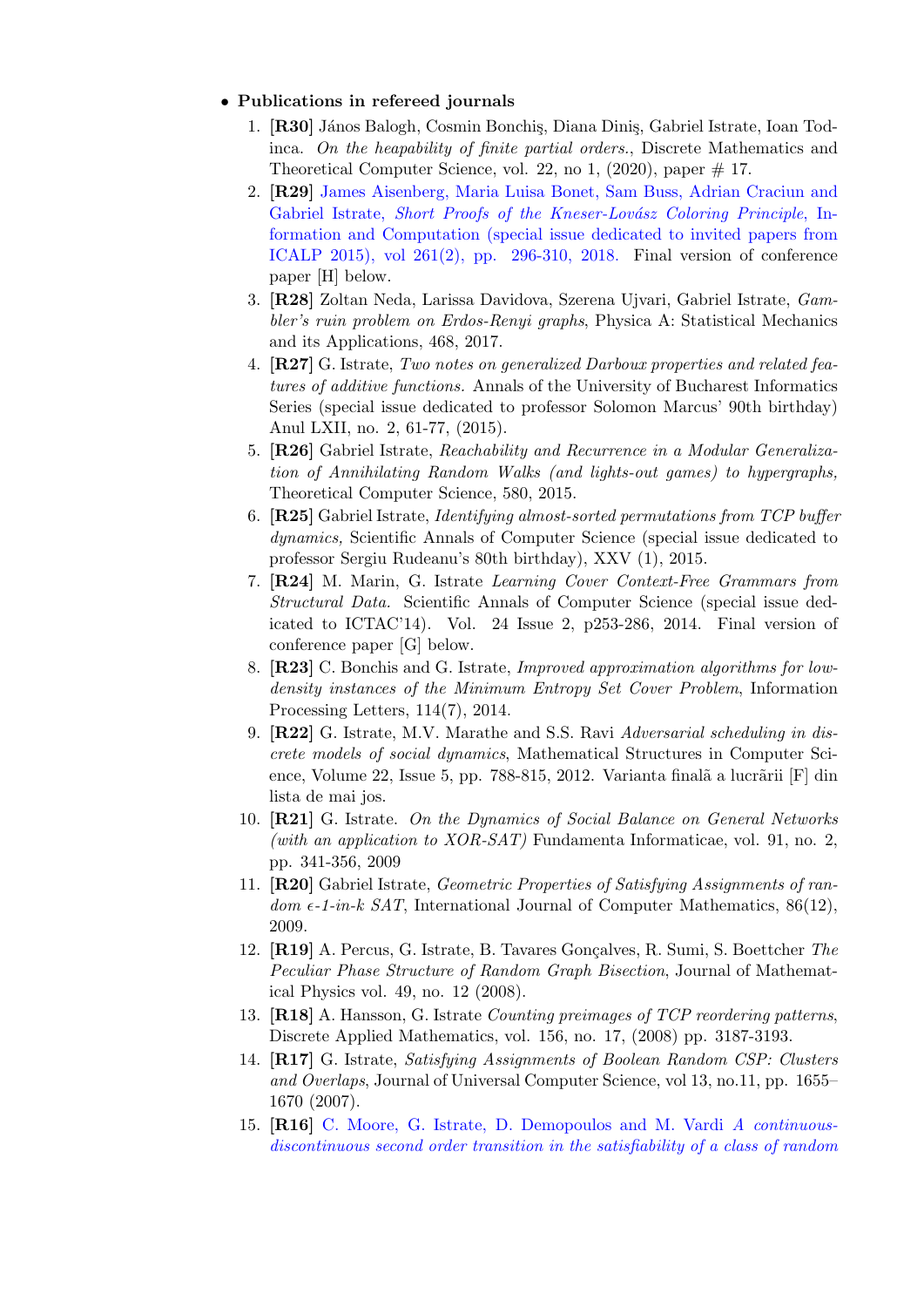- **Publications in refereed journals**

  1. **[R30]** János Balogh, Cosmin Bonchiş, Diana Diniş, Gabriel Istrate, Ioan Todinca. *On the heapability of finite partial orders.*, Discrete Mathematics and Theoretical Computer Science, vol. 22, no 1, (2020), paper # 17.
  2. **[R29]** James Aisenberg, Maria Luisa Bonet, Sam Buss, Adrian Craciun and Gabriel Istrate, *Short Proofs of the Kneser-Lovász Coloring Principle*, Information and Computation (special issue dedicated to invited papers from ICALP 2015), vol 261(2), pp. 296-310, 2018. Final version of conference paper [H] below.
  3. **[R28]** Zoltan Neda, Larissa Davidova, Szerena Ujvari, Gabriel Istrate, *Gambler's ruin problem on Erdos-Renyi graphs*, Physica A: Statistical Mechanics and its Applications, 468, 2017.
  4. **[R27]** G. Istrate, *Two notes on generalized Darboux properties and related features of additive functions.* Annals of the University of Bucharest Informatics Series (special issue dedicated to professor Solomon Marcus' 90th birthday) Anul LXII, no. 2, 61-77, (2015).
  5. **[R26]** Gabriel Istrate, *Reachability and Recurrence in a Modular Generalization of Annihilating Random Walks (and lights-out games) to hypergraphs,* Theoretical Computer Science, 580, 2015.
  6. **[R25]** Gabriel Istrate, *Identifying almost-sorted permutations from TCP buffer dynamics,* Scientific Annals of Computer Science (special issue dedicated to professor Sergiu Rudeanu's 80th birthday), XXV (1), 2015.
  7. **[R24]** M. Marin, G. Istrate *Learning Cover Context-Free Grammars from Structural Data.* Scientific Annals of Computer Science (special issue dedicated to ICTAC'14). Vol. 24 Issue 2, p253-286, 2014. Final version of conference paper [G] below.
  8. **[R23]** C. Bonchis and G. Istrate, *Improved approximation algorithms for low-density instances of the Minimum Entropy Set Cover Problem*, Information Processing Letters, 114(7), 2014.
  9. **[R22]** G. Istrate, M.V. Marathe and S.S. Ravi *Adversarial scheduling in discrete models of social dynamics*, Mathematical Structures in Computer Science, Volume 22, Issue 5, pp. 788-815, 2012. Varianta finalã a lucrãrii [F] din lista de mai jos.
  10. **[R21]** G. Istrate. *On the Dynamics of Social Balance on General Networks (with an application to XOR-SAT)* Fundamenta Informaticae, vol. 91, no. 2, pp. 341-356, 2009
  11. **[R20]** Gabriel Istrate, *Geometric Properties of Satisfying Assignments of random $\epsilon$-1-in-k SAT*, International Journal of Computer Mathematics, 86(12), 2009.
  12. **[R19]** A. Percus, G. Istrate, B. Tavares Gonçalves, R. Sumi, S. Boettcher *The Peculiar Phase Structure of Random Graph Bisection*, Journal of Mathematical Physics vol. 49, no. 12 (2008).
  13. **[R18]** A. Hansson, G. Istrate *Counting preimages of TCP reordering patterns*, Discrete Applied Mathematics, vol. 156, no. 17, (2008) pp. 3187-3193.
  14. **[R17]** G. Istrate, *Satisfying Assignments of Boolean Random CSP: Clusters and Overlaps*, Journal of Universal Computer Science, vol 13, no.11, pp. 1655–1670 (2007).
  15. **[R16]** C. Moore, G. Istrate, D. Demopoulos and M. Vardi *A continuous-discontinuous second order transition in the satisfiability of a class of random*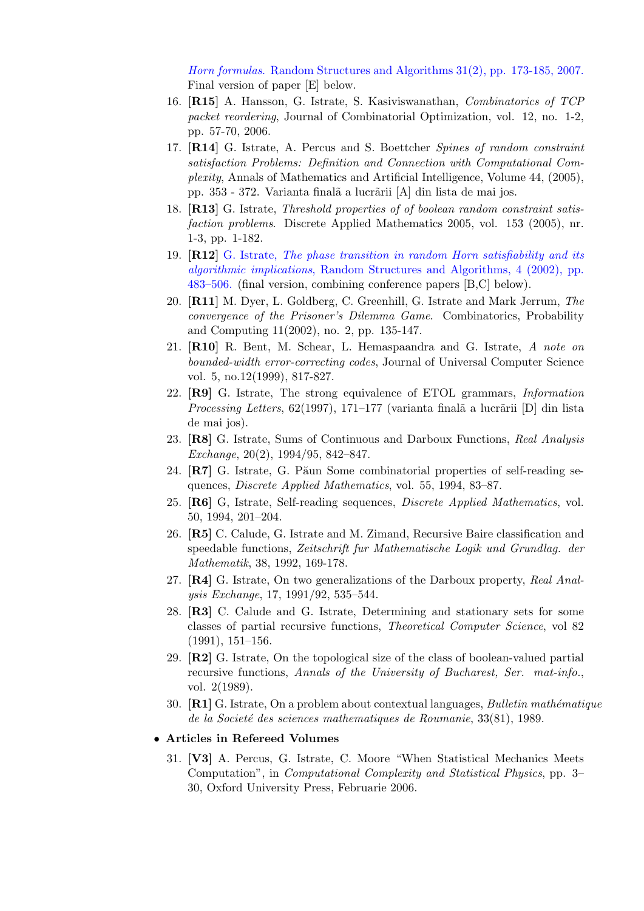*Horn formulas*. Random Structures and Algorithms 31(2), pp. 173-185, 2007. Final version of paper [E] below.

16. **[R15]** A. Hansson, G. Istrate, S. Kasiviswanathan, *Combinatorics of TCP packet reordering*, Journal of Combinatorial Optimization, vol. 12, no. 1-2, pp. 57-70, 2006.
17. **[R14]** G. Istrate, A. Percus and S. Boettcher *Spines of random constraint satisfaction Problems: Definition and Connection with Computational Complexity*, Annals of Mathematics and Artificial Intelligence, Volume 44, (2005), pp. 353 - 372. Varianta finalã a lucrãrii [A] din lista de mai jos.
18. **[R13]** G. Istrate, *Threshold properties of of boolean random constraint satisfaction problems*. Discrete Applied Mathematics 2005, vol. 153 (2005), nr. 1-3, pp. 1-182.
19. **[R12]** G. Istrate, *The phase transition in random Horn satisfiability and its algorithmic implications*, Random Structures and Algorithms, 4 (2002), pp. 483–506. (final version, combining conference papers [B,C] below).
20. **[R11]** M. Dyer, L. Goldberg, C. Greenhill, G. Istrate and Mark Jerrum, *The convergence of the Prisoner's Dilemma Game*. Combinatorics, Probability and Computing 11(2002), no. 2, pp. 135-147.
21. **[R10]** R. Bent, M. Schear, L. Hemaspaandra and G. Istrate, *A note on bounded-width error-correcting codes*, Journal of Universal Computer Science vol. 5, no.12(1999), 817-827.
22. **[R9]** G. Istrate, The strong equivalence of ETOL grammars, *Information Processing Letters*, 62(1997), 171–177 (varianta finalã a lucrãrii [D] din lista de mai jos).
23. **[R8]** G. Istrate, Sums of Continuous and Darboux Functions, *Real Analysis Exchange*, 20(2), 1994/95, 842–847.
24. **[R7]** G. Istrate, G. Păun Some combinatorial properties of self-reading sequences, *Discrete Applied Mathematics*, vol. 55, 1994, 83–87.
25. **[R6]** G, Istrate, Self-reading sequences, *Discrete Applied Mathematics*, vol. 50, 1994, 201–204.
26. **[R5]** C. Calude, G. Istrate and M. Zimand, Recursive Baire classification and speedable functions, *Zeitschrift fur Mathematische Logik und Grundlag. der Mathematik*, 38, 1992, 169-178.
27. **[R4]** G. Istrate, On two generalizations of the Darboux property, *Real Analysis Exchange*, 17, 1991/92, 535–544.
28. **[R3]** C. Calude and G. Istrate, Determining and stationary sets for some classes of partial recursive functions, *Theoretical Computer Science*, vol 82 (1991), 151–156.
29. **[R2]** G. Istrate, On the topological size of the class of boolean-valued partial recursive functions, *Annals of the University of Bucharest, Ser. mat-info.*, vol. 2(1989).
30. **[R1]** G. Istrate, On a problem about contextual languages, *Bulletin mathématique de la Societé des sciences mathematiques de Roumanie*, 33(81), 1989.

- **Articles in Refereed Volumes**

31. **[V3]** A. Percus, G. Istrate, C. Moore "When Statistical Mechanics Meets Computation", in *Computational Complexity and Statistical Physics*, pp. 3–30, Oxford University Press, Februarie 2006.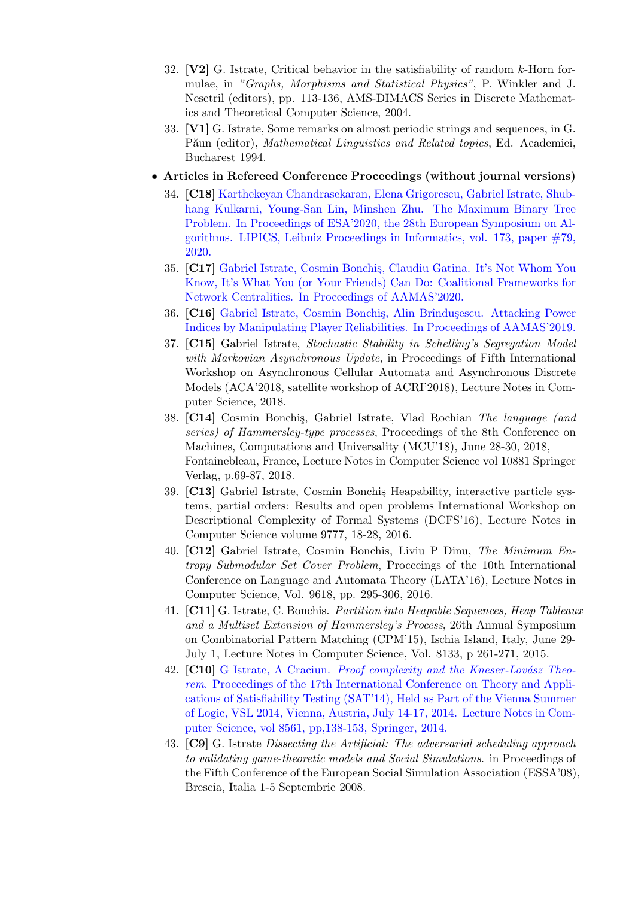32. **[V2]** G. Istrate, Critical behavior in the satisfiability of random $k$-Horn formulae, in *"Graphs, Morphisms and Statistical Physics"*, P. Winkler and J. Nesetril (editors), pp. 113-136, AMS-DIMACS Series in Discrete Mathematics and Theoretical Computer Science, 2004.

33. **[V1]** G. Istrate, Some remarks on almost periodic strings and sequences, in G. Păun (editor), *Mathematical Linguistics and Related topics*, Ed. Academiei, Bucharest 1994.

- **Articles in Refereed Conference Proceedings (without journal versions)**

34. **[C18]** Karthekeyan Chandrasekaran, Elena Grigorescu, Gabriel Istrate, Shubhang Kulkarni, Young-San Lin, Minshen Zhu. The Maximum Binary Tree Problem. In Proceedings of ESA'2020, the 28th European Symposium on Algorithms. LIPICS, Leibniz Proceedings in Informatics, vol. 173, paper #79, 2020.

35. **[C17]** Gabriel Istrate, Cosmin Bonchiş, Claudiu Gatina. It's Not Whom You Know, It's What You (or Your Friends) Can Do: Coalitional Frameworks for Network Centralities. In Proceedings of AAMAS'2020.

36. **[C16]** Gabriel Istrate, Cosmin Bonchiş, Alin Brînduşescu. Attacking Power Indices by Manipulating Player Reliabilities. In Proceedings of AAMAS'2019.

37. **[C15]** Gabriel Istrate, *Stochastic Stability in Schelling's Segregation Model with Markovian Asynchronous Update*, in Proceedings of Fifth International Workshop on Asynchronous Cellular Automata and Asynchronous Discrete Models (ACA'2018, satellite workshop of ACRI'2018), Lecture Notes in Computer Science, 2018.

38. **[C14]** Cosmin Bonchiş, Gabriel Istrate, Vlad Rochian *The language (and series) of Hammersley-type processes*, Proceedings of the 8th Conference on Machines, Computations and Universality (MCU'18), June 28-30, 2018, Fontainebleau, France, Lecture Notes in Computer Science vol 10881 Springer Verlag, p.69-87, 2018.

39. **[C13]** Gabriel Istrate, Cosmin Bonchiş Heapability, interactive particle systems, partial orders: Results and open problems International Workshop on Descriptional Complexity of Formal Systems (DCFS'16), Lecture Notes in Computer Science volume 9777, 18-28, 2016.

40. **[C12]** Gabriel Istrate, Cosmin Bonchis, Liviu P Dinu, *The Minimum Entropy Submodular Set Cover Problem*, Proceeings of the 10th International Conference on Language and Automata Theory (LATA'16), Lecture Notes in Computer Science, Vol. 9618, pp. 295-306, 2016.

41. **[C11]** G. Istrate, C. Bonchis. *Partition into Heapable Sequences, Heap Tableaux and a Multiset Extension of Hammersley's Process*, 26th Annual Symposium on Combinatorial Pattern Matching (CPM'15), Ischia Island, Italy, June 29-July 1, Lecture Notes in Computer Science, Vol. 8133, p 261-271, 2015.

42. **[C10]** G Istrate, A Craciun. *Proof complexity and the Kneser-Lovász Theorem*. Proceedings of the 17th International Conference on Theory and Applications of Satisfiability Testing (SAT'14), Held as Part of the Vienna Summer of Logic, VSL 2014, Vienna, Austria, July 14-17, 2014. Lecture Notes in Computer Science, vol 8561, pp,138-153, Springer, 2014.

43. **[C9]** G. Istrate *Dissecting the Artificial: The adversarial scheduling approach to validating game-theoretic models and Social Simulations*. in Proceedings of the Fifth Conference of the European Social Simulation Association (ESSA'08), Brescia, Italia 1-5 Septembrie 2008.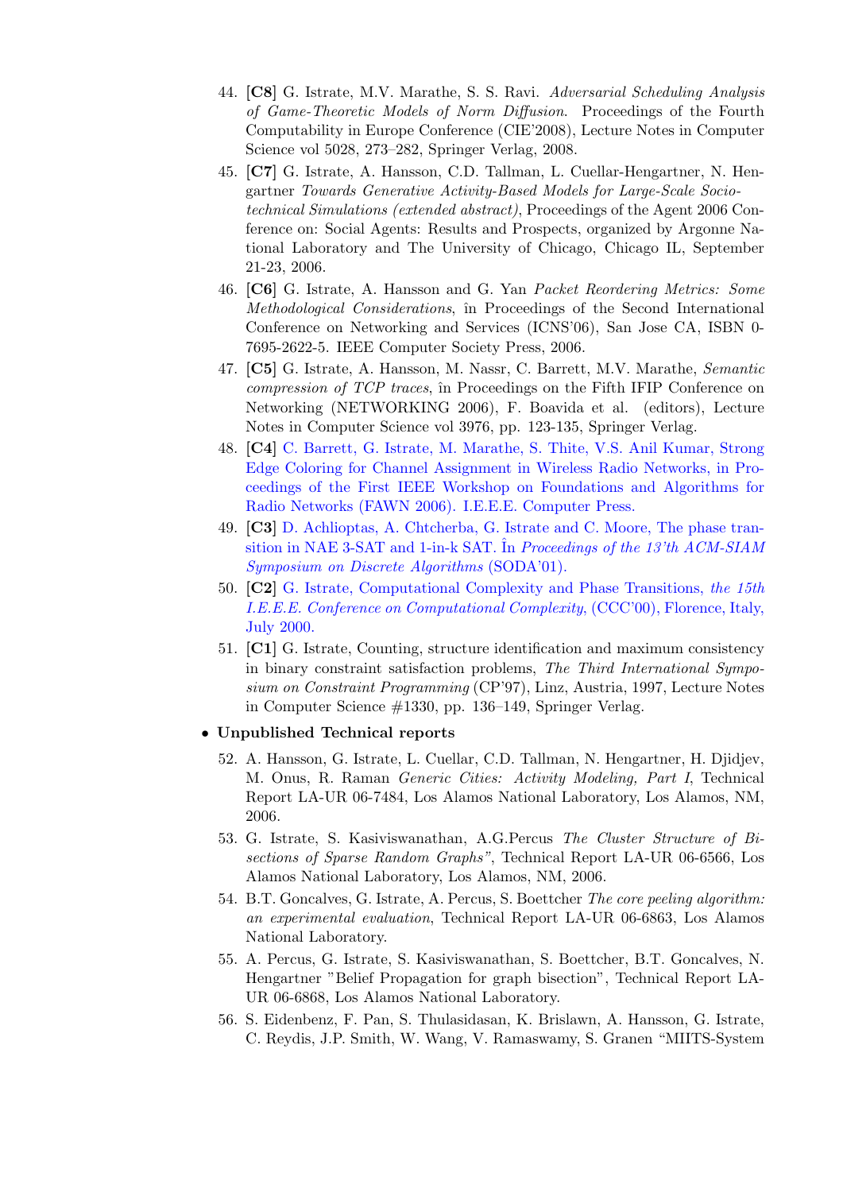44. **[C8]** G. Istrate, M.V. Marathe, S. S. Ravi. *Adversarial Scheduling Analysis of Game-Theoretic Models of Norm Diffusion*. Proceedings of the Fourth Computability in Europe Conference (CIE'2008), Lecture Notes in Computer Science vol 5028, 273–282, Springer Verlag, 2008.
45. **[C7]** G. Istrate, A. Hansson, C.D. Tallman, L. Cuellar-Hengartner, N. Hengartner *Towards Generative Activity-Based Models for Large-Scale Socio-technical Simulations (extended abstract)*, Proceedings of the Agent 2006 Conference on: Social Agents: Results and Prospects, organized by Argonne National Laboratory and The University of Chicago, Chicago IL, September 21-23, 2006.
46. **[C6]** G. Istrate, A. Hansson and G. Yan *Packet Reordering Metrics: Some Methodological Considerations*, în Proceedings of the Second International Conference on Networking and Services (ICNS'06), San Jose CA, ISBN 0-7695-2622-5. IEEE Computer Society Press, 2006.
47. **[C5]** G. Istrate, A. Hansson, M. Nassr, C. Barrett, M.V. Marathe, *Semantic compression of TCP traces*, în Proceedings on the Fifth IFIP Conference on Networking (NETWORKING 2006), F. Boavida et al. (editors), Lecture Notes in Computer Science vol 3976, pp. 123-135, Springer Verlag.
48. **[C4]** C. Barrett, G. Istrate, M. Marathe, S. Thite, V.S. Anil Kumar, Strong Edge Coloring for Channel Assignment in Wireless Radio Networks, in Proceedings of the First IEEE Workshop on Foundations and Algorithms for Radio Networks (FAWN 2006). I.E.E.E. Computer Press.
49. **[C3]** D. Achlioptas, A. Chtcherba, G. Istrate and C. Moore, The phase transition in NAE 3-SAT and 1-in-k SAT. În *Proceedings of the 13'th ACM-SIAM Symposium on Discrete Algorithms* (SODA'01).
50. **[C2]** G. Istrate, Computational Complexity and Phase Transitions, *the 15th I.E.E.E. Conference on Computational Complexity*, (CCC'00), Florence, Italy, July 2000.
51. **[C1]** G. Istrate, Counting, structure identification and maximum consistency in binary constraint satisfaction problems, *The Third International Symposium on Constraint Programming* (CP'97), Linz, Austria, 1997, Lecture Notes in Computer Science #1330, pp. 136–149, Springer Verlag.

- **Unpublished Technical reports**

52. A. Hansson, G. Istrate, L. Cuellar, C.D. Tallman, N. Hengartner, H. Djidjev, M. Onus, R. Raman *Generic Cities: Activity Modeling, Part I*, Technical Report LA-UR 06-7484, Los Alamos National Laboratory, Los Alamos, NM, 2006.
53. G. Istrate, S. Kasiviswanathan, A.G.Percus *The Cluster Structure of Bisections of Sparse Random Graphs"*, Technical Report LA-UR 06-6566, Los Alamos National Laboratory, Los Alamos, NM, 2006.
54. B.T. Goncalves, G. Istrate, A. Percus, S. Boettcher *The core peeling algorithm: an experimental evaluation*, Technical Report LA-UR 06-6863, Los Alamos National Laboratory.
55. A. Percus, G. Istrate, S. Kasiviswanathan, S. Boettcher, B.T. Goncalves, N. Hengartner "Belief Propagation for graph bisection", Technical Report LA-UR 06-6868, Los Alamos National Laboratory.
56. S. Eidenbenz, F. Pan, S. Thulasidasan, K. Brislawn, A. Hansson, G. Istrate, C. Reydis, J.P. Smith, W. Wang, V. Ramaswamy, S. Granen "MIITS-System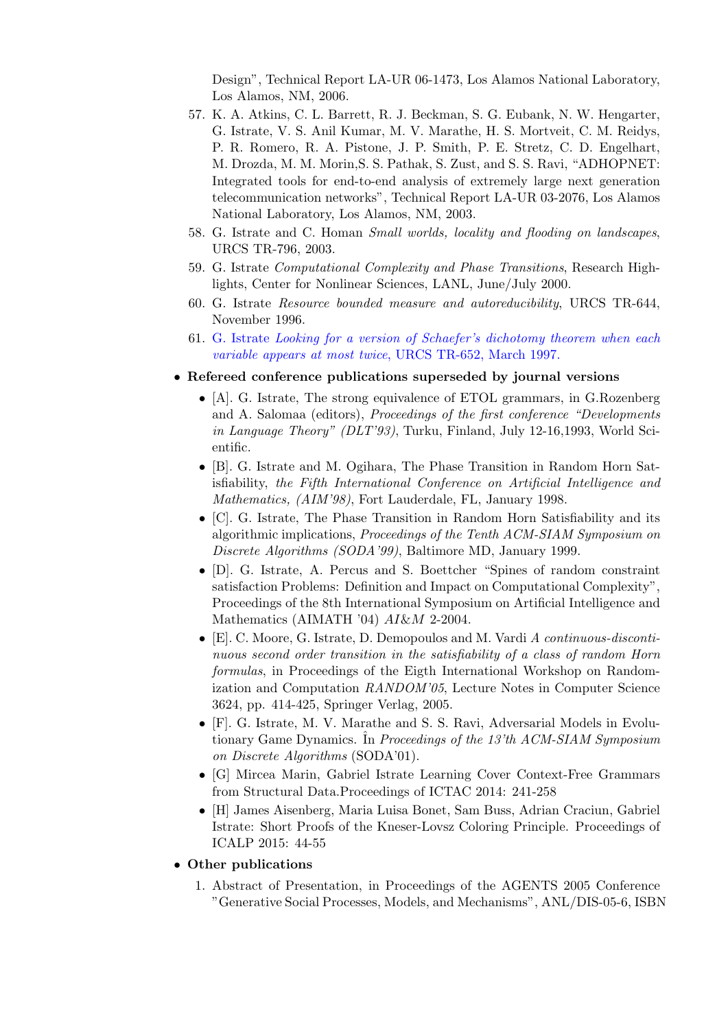Design", Technical Report LA-UR 06-1473, Los Alamos National Laboratory, Los Alamos, NM, 2006.

57. K. A. Atkins, C. L. Barrett, R. J. Beckman, S. G. Eubank, N. W. Hengarter, G. Istrate, V. S. Anil Kumar, M. V. Marathe, H. S. Mortveit, C. M. Reidys, P. R. Romero, R. A. Pistone, J. P. Smith, P. E. Stretz, C. D. Engelhart, M. Drozda, M. M. Morin,S. S. Pathak, S. Zust, and S. S. Ravi, "ADHOPNET: Integrated tools for end-to-end analysis of extremely large next generation telecommunication networks", Technical Report LA-UR 03-2076, Los Alamos National Laboratory, Los Alamos, NM, 2003.
58. G. Istrate and C. Homan *Small worlds, locality and flooding on landscapes*, URCS TR-796, 2003.
59. G. Istrate *Computational Complexity and Phase Transitions*, Research Highlights, Center for Nonlinear Sciences, LANL, June/July 2000.
60. G. Istrate *Resource bounded measure and autoreducibility*, URCS TR-644, November 1996.
61. G. Istrate *Looking for a version of Schaefer's dichotomy theorem when each variable appears at most twice*, URCS TR-652, March 1997.

- **Refereed conference publications superseded by journal versions**
  - [A]. G. Istrate, The strong equivalence of ETOL grammars, in G.Rozenberg and A. Salomaa (editors), *Proceedings of the first conference "Developments in Language Theory" (DLT'93)*, Turku, Finland, July 12-16,1993, World Scientific.
  - [B]. G. Istrate and M. Ogihara, The Phase Transition in Random Horn Satisfiability, *the Fifth International Conference on Artificial Intelligence and Mathematics, (AIM'98)*, Fort Lauderdale, FL, January 1998.
  - [C]. G. Istrate, The Phase Transition in Random Horn Satisfiability and its algorithmic implications, *Proceedings of the Tenth ACM-SIAM Symposium on Discrete Algorithms (SODA'99)*, Baltimore MD, January 1999.
  - [D]. G. Istrate, A. Percus and S. Boettcher "Spines of random constraint satisfaction Problems: Definition and Impact on Computational Complexity", Proceedings of the 8th International Symposium on Artificial Intelligence and Mathematics (AIMATH '04) *AI&M* 2-2004.
  - [E]. C. Moore, G. Istrate, D. Demopoulos and M. Vardi *A continuous-discontinuous second order transition in the satisfiability of a class of random Horn formulas*, in Proceedings of the Eigth International Workshop on Randomization and Computation *RANDOM'05*, Lecture Notes in Computer Science 3624, pp. 414-425, Springer Verlag, 2005.
  - [F]. G. Istrate, M. V. Marathe and S. S. Ravi, Adversarial Models in Evolutionary Game Dynamics. În *Proceedings of the 13'th ACM-SIAM Symposium on Discrete Algorithms* (SODA'01).
  - [G] Mircea Marin, Gabriel Istrate Learning Cover Context-Free Grammars from Structural Data.Proceedings of ICTAC 2014: 241-258
  - [H] James Aisenberg, Maria Luisa Bonet, Sam Buss, Adrian Craciun, Gabriel Istrate: Short Proofs of the Kneser-Lovsz Coloring Principle. Proceedings of ICALP 2015: 44-55
- **Other publications**
  1. Abstract of Presentation, in Proceedings of the AGENTS 2005 Conference "Generative Social Processes, Models, and Mechanisms", ANL/DIS-05-6, ISBN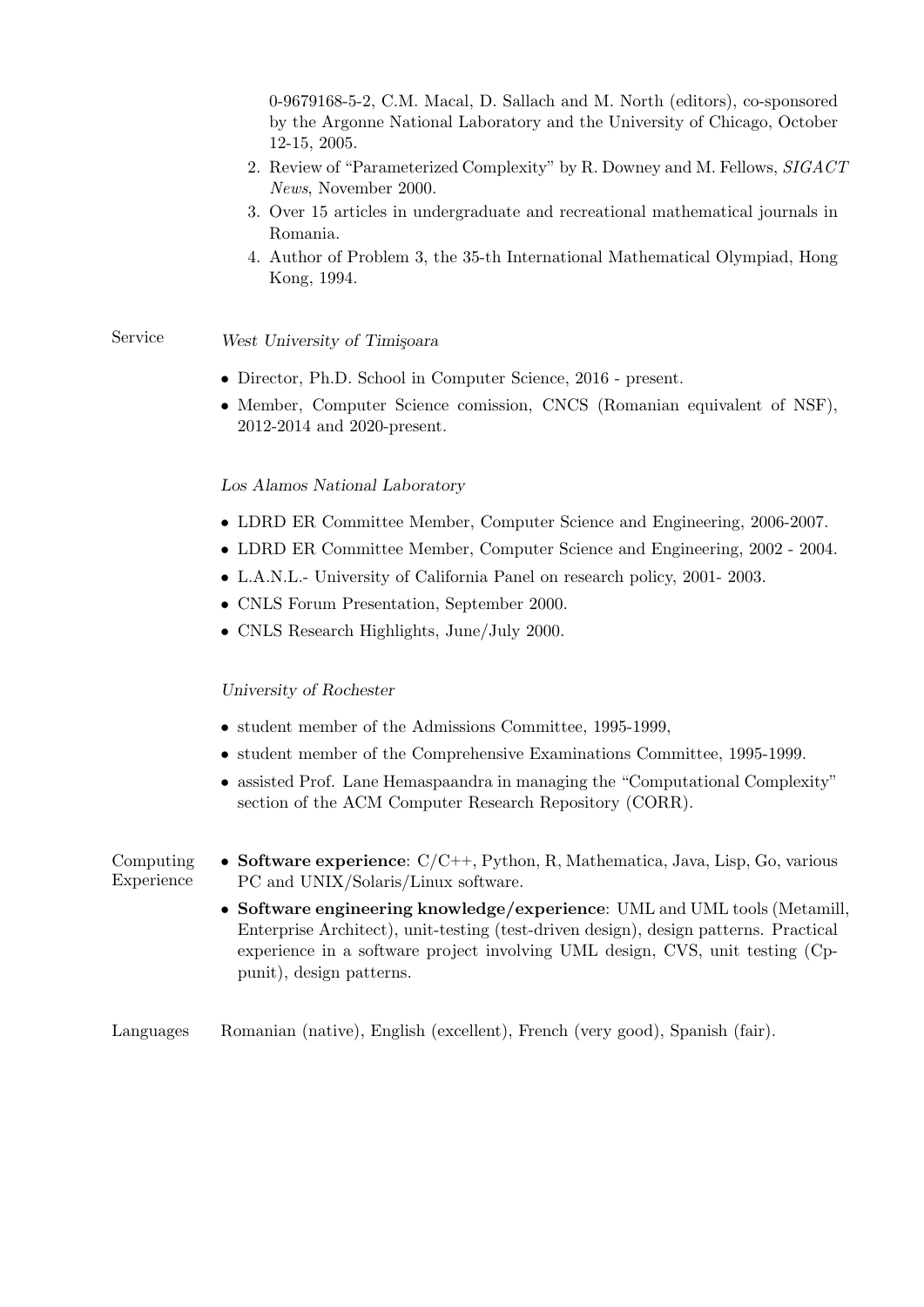0-9679168-5-2, C.M. Macal, D. Sallach and M. North (editors), co-sponsored by the Argonne National Laboratory and the University of Chicago, October 12-15, 2005.

2. Review of "Parameterized Complexity" by R. Downey and M. Fellows, *SIGACT News*, November 2000.
3. Over 15 articles in undergraduate and recreational mathematical journals in Romania.
4. Author of Problem 3, the 35-th International Mathematical Olympiad, Hong Kong, 1994.

## Service

*West University of Timişoara*

- Director, Ph.D. School in Computer Science, 2016 - present.
- Member, Computer Science comission, CNCS (Romanian equivalent of NSF), 2012-2014 and 2020-present.

*Los Alamos National Laboratory*

- LDRD ER Committee Member, Computer Science and Engineering, 2006-2007.
- LDRD ER Committee Member, Computer Science and Engineering, 2002 - 2004.
- L.A.N.L.- University of California Panel on research policy, 2001- 2003.
- CNLS Forum Presentation, September 2000.
- CNLS Research Highlights, June/July 2000.

*University of Rochester*

- student member of the Admissions Committee, 1995-1999,
- student member of the Comprehensive Examinations Committee, 1995-1999.
- assisted Prof. Lane Hemaspaandra in managing the "Computational Complexity" section of the ACM Computer Research Repository (CORR).

## Computing Experience

- **Software experience**: C/C++, Python, R, Mathematica, Java, Lisp, Go, various PC and UNIX/Solaris/Linux software.
- **Software engineering knowledge/experience**: UML and UML tools (Metamill, Enterprise Architect), unit-testing (test-driven design), design patterns. Practical experience in a software project involving UML design, CVS, unit testing (Cppunit), design patterns.

## Languages

Romanian (native), English (excellent), French (very good), Spanish (fair).